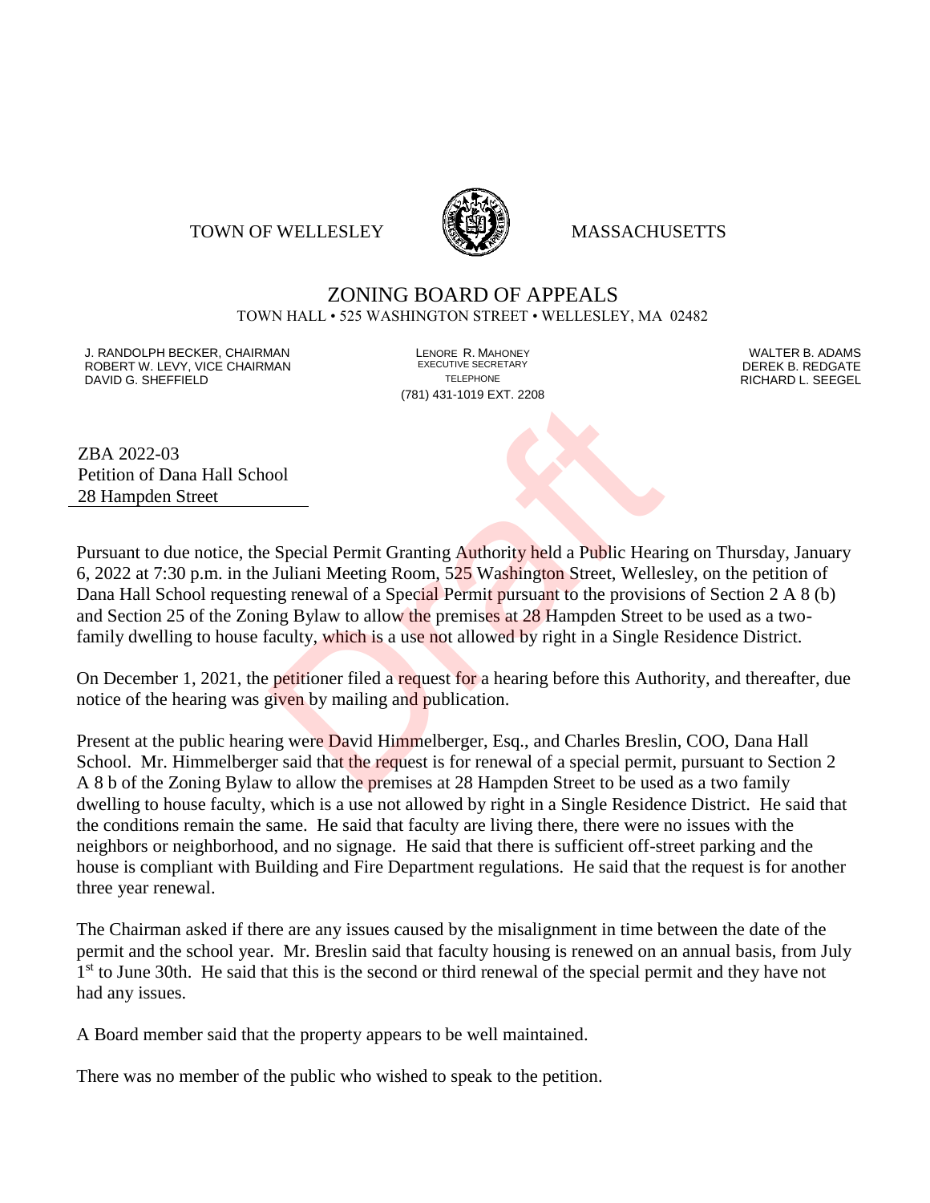TOWN OF WELLESLEY MASSACHUSETTS

# ZONING BOARD OF APPEALS

TOWN HALL • 525 WASHINGTON STREET • WELLESLEY, MA 02482

J. RANDOLPH BECKER, CHAIRMAN
ROBERT W. LEVY, VICE CHAIRMAN
DAVID G. SHEFFIELD

LENORE R. MAHONEY
EXECUTIVE SECRETARY
TELEPHONE
(781) 431-1019 EXT. 2208

WALTER B. ADAMS
DEREK B. REDGATE
RICHARD L. SEEGEL

ZBA 2022-03
Petition of Dana Hall School
28 Hampden Street

Pursuant to due notice, the Special Permit Granting Authority held a Public Hearing on Thursday, January 6, 2022 at 7:30 p.m. in the Juliani Meeting Room, 525 Washington Street, Wellesley, on the petition of Dana Hall School requesting renewal of a Special Permit pursuant to the provisions of Section 2 A 8 (b) and Section 25 of the Zoning Bylaw to allow the premises at 28 Hampden Street to be used as a two-family dwelling to house faculty, which is a use not allowed by right in a Single Residence District.

On December 1, 2021, the petitioner filed a request for a hearing before this Authority, and thereafter, due notice of the hearing was given by mailing and publication.

Present at the public hearing were David Himmelberger, Esq., and Charles Breslin, COO, Dana Hall School. Mr. Himmelberger said that the request is for renewal of a special permit, pursuant to Section 2 A 8 b of the Zoning Bylaw to allow the premises at 28 Hampden Street to be used as a two family dwelling to house faculty, which is a use not allowed by right in a Single Residence District. He said that the conditions remain the same. He said that faculty are living there, there were no issues with the neighbors or neighborhood, and no signage. He said that there is sufficient off-street parking and the house is compliant with Building and Fire Department regulations. He said that the request is for another three year renewal.

The Chairman asked if there are any issues caused by the misalignment in time between the date of the permit and the school year. Mr. Breslin said that faculty housing is renewed on an annual basis, from July 1st to June 30th. He said that this is the second or third renewal of the special permit and they have not had any issues.

A Board member said that the property appears to be well maintained.

There was no member of the public who wished to speak to the petition.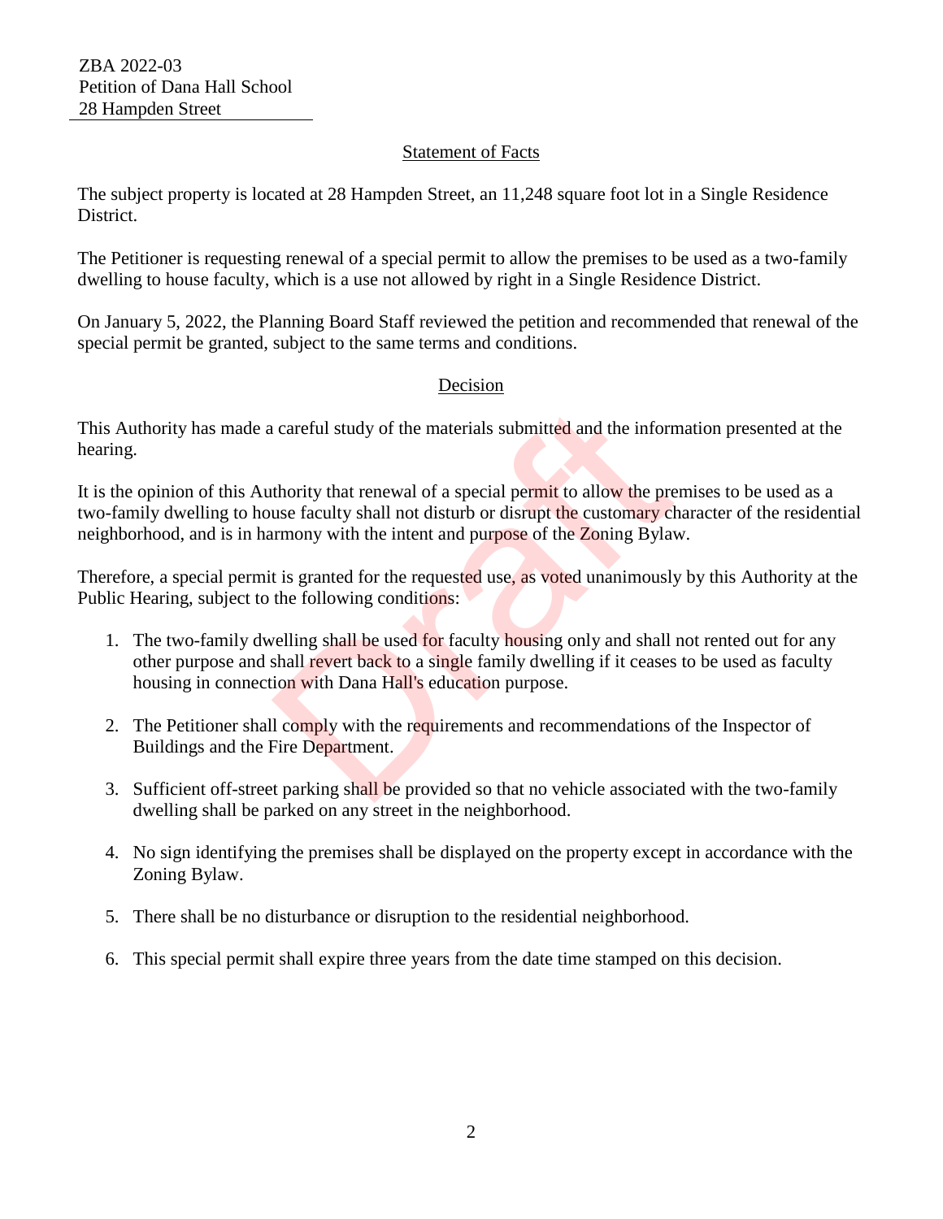ZBA 2022-03
Petition of Dana Hall School
28 Hampden Street

## Statement of Facts

The subject property is located at 28 Hampden Street, an 11,248 square foot lot in a Single Residence District.

The Petitioner is requesting renewal of a special permit to allow the premises to be used as a two-family dwelling to house faculty, which is a use not allowed by right in a Single Residence District.

On January 5, 2022, the Planning Board Staff reviewed the petition and recommended that renewal of the special permit be granted, subject to the same terms and conditions.

## Decision

This Authority has made a careful study of the materials submitted and the information presented at the hearing.

It is the opinion of this Authority that renewal of a special permit to allow the premises to be used as a two-family dwelling to house faculty shall not disturb or disrupt the customary character of the residential neighborhood, and is in harmony with the intent and purpose of the Zoning Bylaw.

Therefore, a special permit is granted for the requested use, as voted unanimously by this Authority at the Public Hearing, subject to the following conditions:

1. The two-family dwelling shall be used for faculty housing only and shall not rented out for any other purpose and shall revert back to a single family dwelling if it ceases to be used as faculty housing in connection with Dana Hall's education purpose.

2. The Petitioner shall comply with the requirements and recommendations of the Inspector of Buildings and the Fire Department.

3. Sufficient off-street parking shall be provided so that no vehicle associated with the two-family dwelling shall be parked on any street in the neighborhood.

4. No sign identifying the premises shall be displayed on the property except in accordance with the Zoning Bylaw.

5. There shall be no disturbance or disruption to the residential neighborhood.

6. This special permit shall expire three years from the date time stamped on this decision.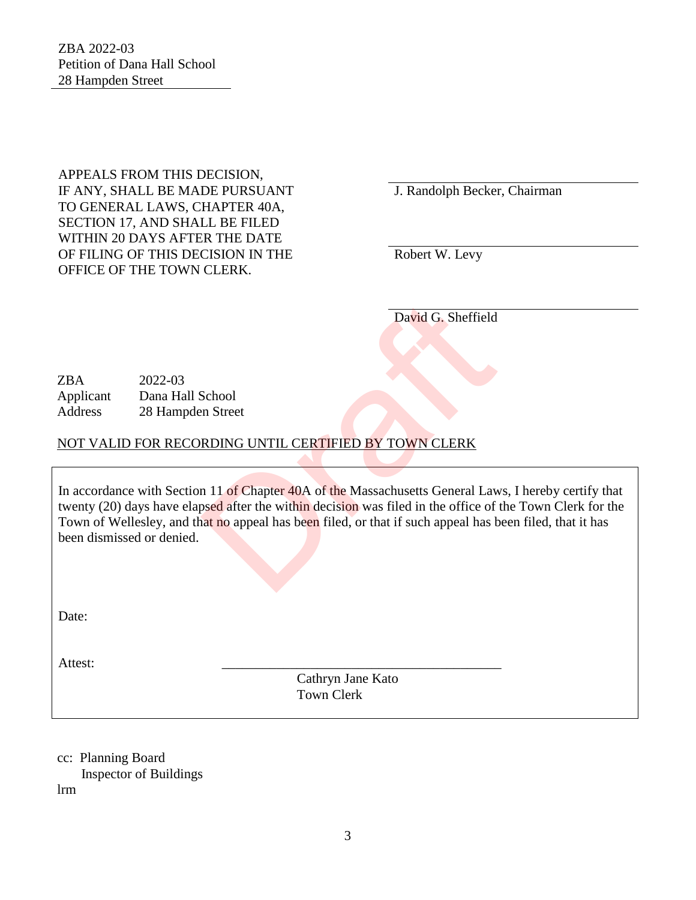ZBA 2022-03
Petition of Dana Hall School
28 Hampden Street

APPEALS FROM THIS DECISION, IF ANY, SHALL BE MADE PURSUANT TO GENERAL LAWS, CHAPTER 40A, SECTION 17, AND SHALL BE FILED WITHIN 20 DAYS AFTER THE DATE OF FILING OF THIS DECISION IN THE OFFICE OF THE TOWN CLERK.

\_\_\_\_\_\_\_\_\_\_\_\_\_\_\_\_\_\_\_\_\_\_\_\_\_\_\_\_\_\_\_\_\_\_\_\_
J. Randolph Becker, Chairman

\_\_\_\_\_\_\_\_\_\_\_\_\_\_\_\_\_\_\_\_\_\_\_\_\_\_\_\_\_\_\_\_\_\_\_\_
Robert W. Levy

\_\_\_\_\_\_\_\_\_\_\_\_\_\_\_\_\_\_\_\_\_\_\_\_\_\_\_\_\_\_\_\_\_\_\_\_
David G. Sheffield

Draft

| | |
|---|---|
| ZBA | 2022-03 |
| Applicant | Dana Hall School |
| Address | 28 Hampden Street |

NOT VALID FOR RECORDING UNTIL CERTIFIED BY TOWN CLERK

In accordance with Section 11 of Chapter 40A of the Massachusetts General Laws, I hereby certify that twenty (20) days have elapsed after the within decision was filed in the office of the Town Clerk for the Town of Wellesley, and that no appeal has been filed, or that if such appeal has been filed, that it has been dismissed or denied.

Date:

Attest: \_\_\_\_\_\_\_\_\_\_\_\_\_\_\_\_\_\_\_\_\_\_\_\_\_\_\_\_\_\_\_\_\_\_\_\_\_\_\_\_
Cathryn Jane Kato
Town Clerk

cc: Planning Board
Inspector of Buildings
lrm